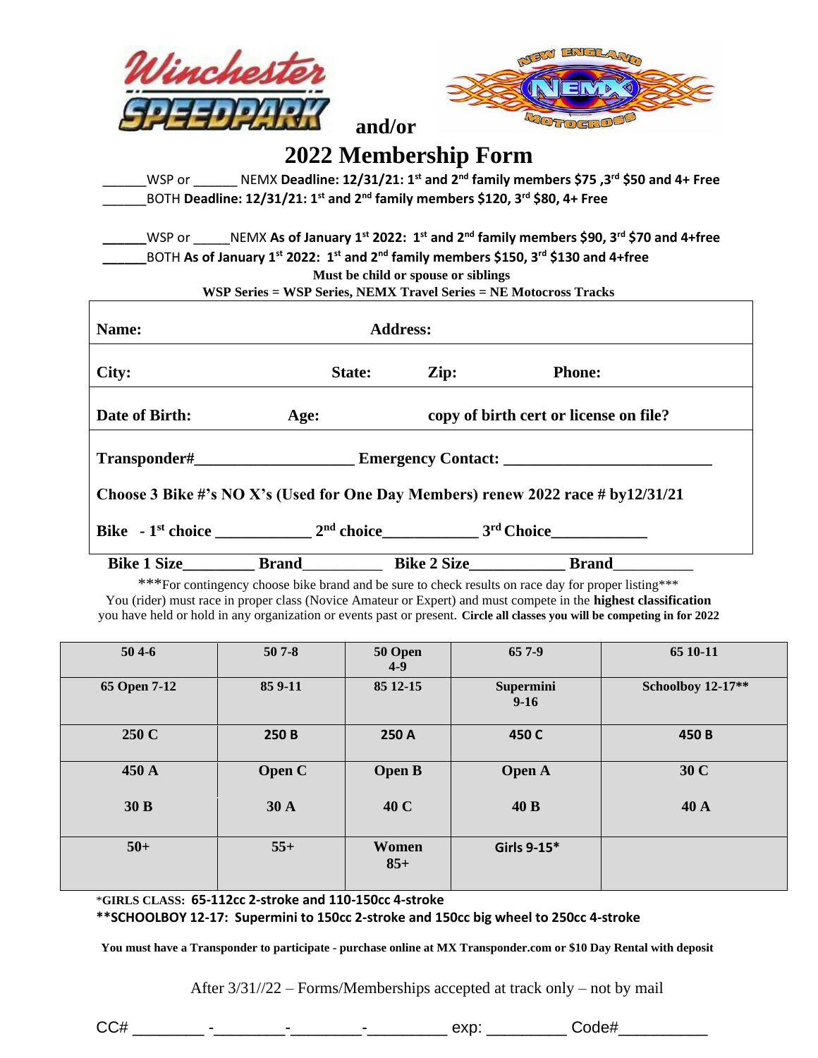Winchester SPEEDPARK and/or NEW ENGLAND NEMX MOTOCROSS

# 2022 Membership Form

______WSP or ______ NEMX **Deadline: 12/31/21: 1st and 2nd family members $75 ,3rd $50 and 4+ Free**
______BOTH **Deadline: 12/31/21: 1st and 2nd family members $120, 3rd $80, 4+ Free**

______WSP or _____NEMX **As of January 1st 2022: 1st and 2nd family members $90, 3rd $70 and 4+free**
______BOTH **As of January 1st 2022: 1st and 2nd family members $150, 3rd $130 and 4+free**

**Must be child or spouse or siblings**

**WSP Series = WSP Series, NEMX Travel Series = NE Motocross Tracks**

**Name:** **Address:**

**City:** **State:** **Zip:** **Phone:**

**Date of Birth:** **Age:** **copy of birth cert or license on file?**

**Transponder#___________________ Emergency Contact: _________________________**

**Choose 3 Bike #'s NO X's (Used for One Day Members) renew 2022 race # by12/31/21**

**Bike - 1st choice ___________ 2nd choice___________ 3rd Choice___________**

**Bike 1 Size________ Brand_________ Bike 2 Size___________ Brand_________**

***For contingency choose bike brand and be sure to check results on race day for proper listing***
You (rider) must race in proper class (Novice Amateur or Expert) and must compete in the **highest classification** you have held or hold in any organization or events past or present. **Circle all classes you will be competing in for 2022**

| | | | | |
|---|---|---|---|---|
| **50 4-6** | **50 7-8** | **50 Open 4-9** | **65 7-9** | **65 10-11** |
| **65 Open 7-12** | **85 9-11** | **85 12-15** | **Supermini 9-16** | **Schoolboy 12-17**** |
| **250 C** | **250 B** | **250 A** | **450 C** | **450 B** |
| **450 A** | **Open C** | **Open B** | **Open A** | **30 C** |
| **30 B** | **30 A** | **40 C** | **40 B** | **40 A** |
| **50+** | **55+** | **Women 85+** | **Girls 9-15*** | |

*GIRLS CLASS: **65-112cc 2-stroke and 110-150cc 4-stroke**

****SCHOOLBOY 12-17: Supermini to 150cc 2-stroke and 150cc big wheel to 250cc 4-stroke**

**You must have a Transponder to participate - purchase online at MX Transponder.com or $10 Day Rental with deposit**

After 3/31//22 – Forms/Memberships accepted at track only – not by mail

CC# ________ -________-________-_________ exp: _________ Code#__________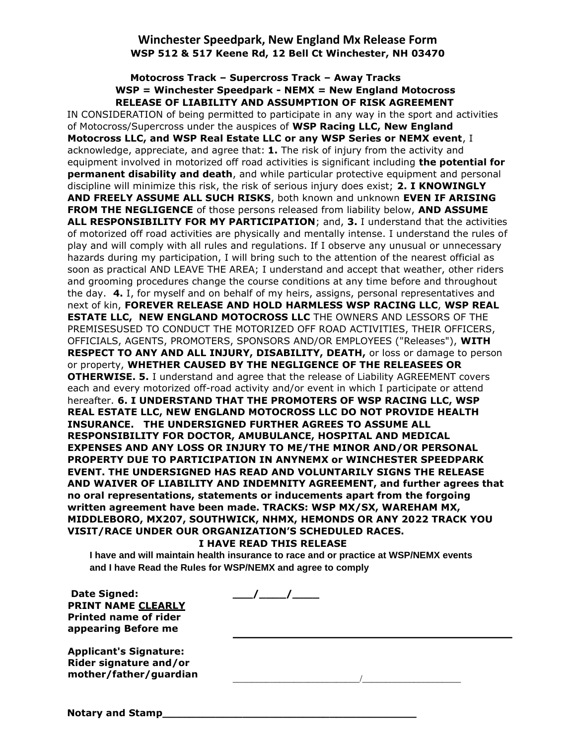## Winchester Speedpark, New England Mx Release Form

**WSP 512 & 517 Keene Rd, 12 Bell Ct Winchester, NH 03470**

**Motocross Track – Supercross Track – Away Tracks**
**WSP = Winchester Speedpark - NEMX = New England Motocross**
**RELEASE OF LIABILITY AND ASSUMPTION OF RISK AGREEMENT**

IN CONSIDERATION of being permitted to participate in any way in the sport and activities of Motocross/Supercross under the auspices of **WSP Racing LLC, New England Motocross LLC, and WSP Real Estate LLC or any WSP Series or NEMX event**, I acknowledge, appreciate, and agree that: **1.** The risk of injury from the activity and equipment involved in motorized off road activities is significant including **the potential for permanent disability and death**, and while particular protective equipment and personal discipline will minimize this risk, the risk of serious injury does exist; **2. I KNOWINGLY AND FREELY ASSUME ALL SUCH RISKS**, both known and unknown **EVEN IF ARISING FROM THE NEGLIGENCE** of those persons released from liability below, **AND ASSUME ALL RESPONSIBILITY FOR MY PARTICIPATION**; and, **3.** I understand that the activities of motorized off road activities are physically and mentally intense. I understand the rules of play and will comply with all rules and regulations. If I observe any unusual or unnecessary hazards during my participation, I will bring such to the attention of the nearest official as soon as practical AND LEAVE THE AREA; I understand and accept that weather, other riders and grooming procedures change the course conditions at any time before and throughout the day. **4.** I, for myself and on behalf of my heirs, assigns, personal representatives and next of kin, **FOREVER RELEASE AND HOLD HARMLESS WSP RACING LLC**, **WSP REAL ESTATE LLC, NEW ENGLAND MOTOCROSS LLC** THE OWNERS AND LESSORS OF THE PREMISESUSED TO CONDUCT THE MOTORIZED OFF ROAD ACTIVITIES, THEIR OFFICERS, OFFICIALS, AGENTS, PROMOTERS, SPONSORS AND/OR EMPLOYEES ("Releases"), **WITH RESPECT TO ANY AND ALL INJURY, DISABILITY, DEATH,** or loss or damage to person or property, **WHETHER CAUSED BY THE NEGLIGENCE OF THE RELEASEES OR OTHERWISE. 5.** I understand and agree that the release of Liability AGREEMENT covers each and every motorized off-road activity and/or event in which I participate or attend hereafter. **6. I UNDERSTAND THAT THE PROMOTERS OF WSP RACING LLC, WSP REAL ESTATE LLC, NEW ENGLAND MOTOCROSS LLC DO NOT PROVIDE HEALTH INSURANCE. THE UNDERSIGNED FURTHER AGREES TO ASSUME ALL RESPONSIBILITY FOR DOCTOR, AMUBULANCE, HOSPITAL AND MEDICAL EXPENSES AND ANY LOSS OR INJURY TO ME/THE MINOR AND/OR PERSONAL PROPERTY DUE TO PARTICIPATION IN ANYNEMX or WINCHESTER SPEEDPARK EVENT. THE UNDERSIGNED HAS READ AND VOLUNTARILY SIGNS THE RELEASE AND WAIVER OF LIABILITY AND INDEMNITY AGREEMENT, and further agrees that no oral representations, statements or inducements apart from the forgoing written agreement have been made. TRACKS: WSP MX/SX, WAREHAM MX, MIDDLEBORO, MX207, SOUTHWICK, NHMX, HEMONDS OR ANY 2022 TRACK YOU VISIT/RACE UNDER OUR ORGANIZATION'S SCHEDULED RACES.**

**I HAVE READ THIS RELEASE**

**I have and will maintain health insurance to race and or practice at WSP/NEMX events and I have Read the Rules for WSP/NEMX and agree to comply**

**Date Signed:** ___/____/____

**PRINT NAME CLEARLY**
**Printed name of rider appearing Before me** ________________________________________

**Applicant's Signature:**
**Rider signature and/or mother/father/guardian** _______________________/_________________

**Notary and Stamp**_______________________________________